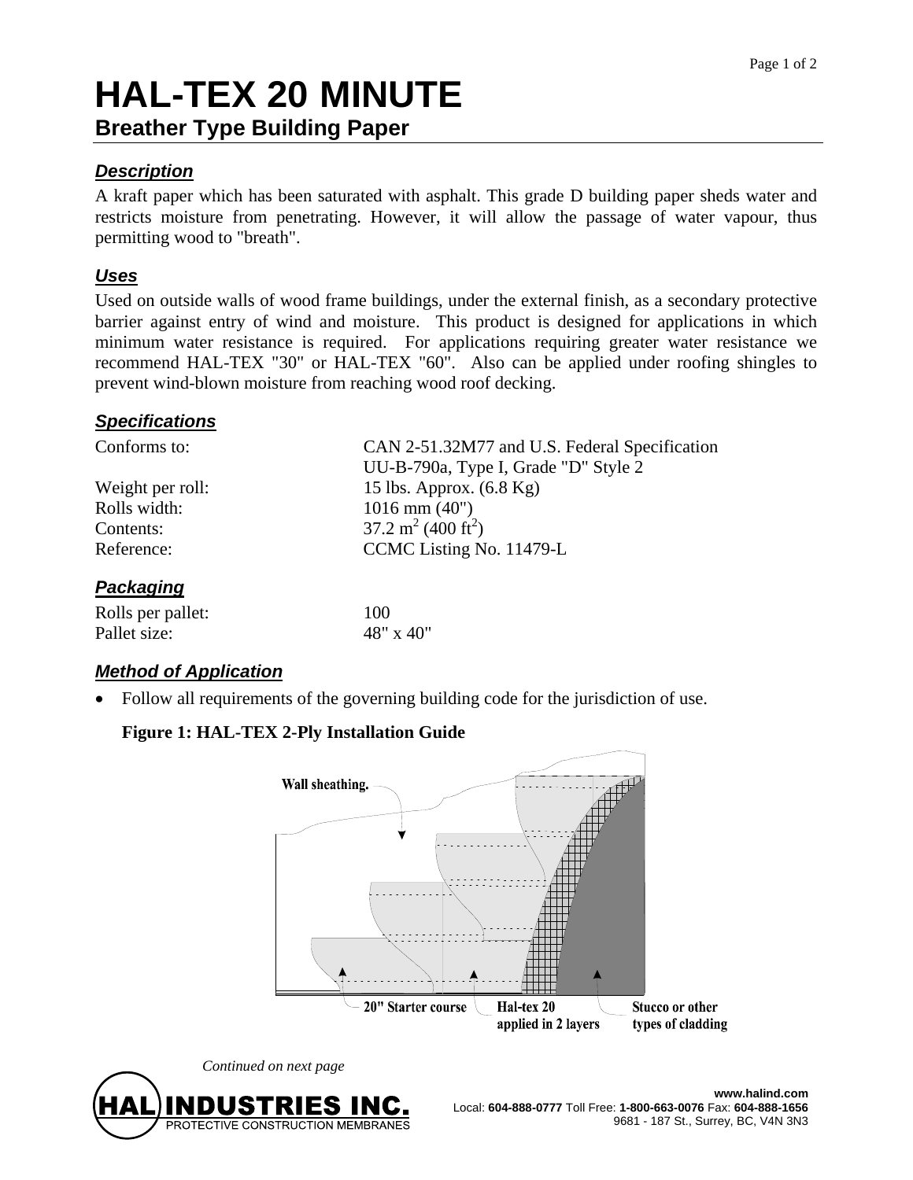# HAL-TEX 20 MINUTE

## Breather Type Building Paper

### *Description*

A kraft paper which has been saturated with asphalt. This grade D building paper sheds water and restricts moisture from penetrating. However, it will allow the passage of water vapour, thus permitting wood to "breath".

### *Uses*

Used on outside walls of wood frame buildings, under the external finish, as a secondary protective barrier against entry of wind and moisture. This product is designed for applications in which minimum water resistance is required. For applications requiring greater water resistance we recommend HAL-TEX "30" or HAL-TEX "60". Also can be applied under roofing shingles to prevent wind-blown moisture from reaching wood roof decking.

### *Specifications*

| | |
|---|---|
| Conforms to: | CAN 2-51.32M77 and U.S. Federal Specification UU-B-790a, Type I, Grade "D" Style 2 |
| Weight per roll: | 15 lbs. Approx. (6.8 Kg) |
| Rolls width: | 1016 mm (40") |
| Contents: | 37.2 $m^2$ (400 $ft^2$) |
| Reference: | CCMC Listing No. 11479-L |

### *Packaging*

| | |
|---|---|
| Rolls per pallet: | 100 |
| Pallet size: | 48" x 40" |

### *Method of Application*

- Follow all requirements of the governing building code for the jurisdiction of use.

**Figure 1: HAL-TEX 2-Ply Installation Guide**

Wall sheathing.

20" Starter course

Hal-tex 20 applied in 2 layers

Stucco or other types of cladding

*Continued on next page*

HAL INDUSTRIES INC.
PROTECTIVE CONSTRUCTION MEMBRANES

www.halind.com
Local: **604-888-0777** Toll Free: **1-800-663-0076** Fax: **604-888-1656**
9681 - 187 St., Surrey, BC, V4N 3N3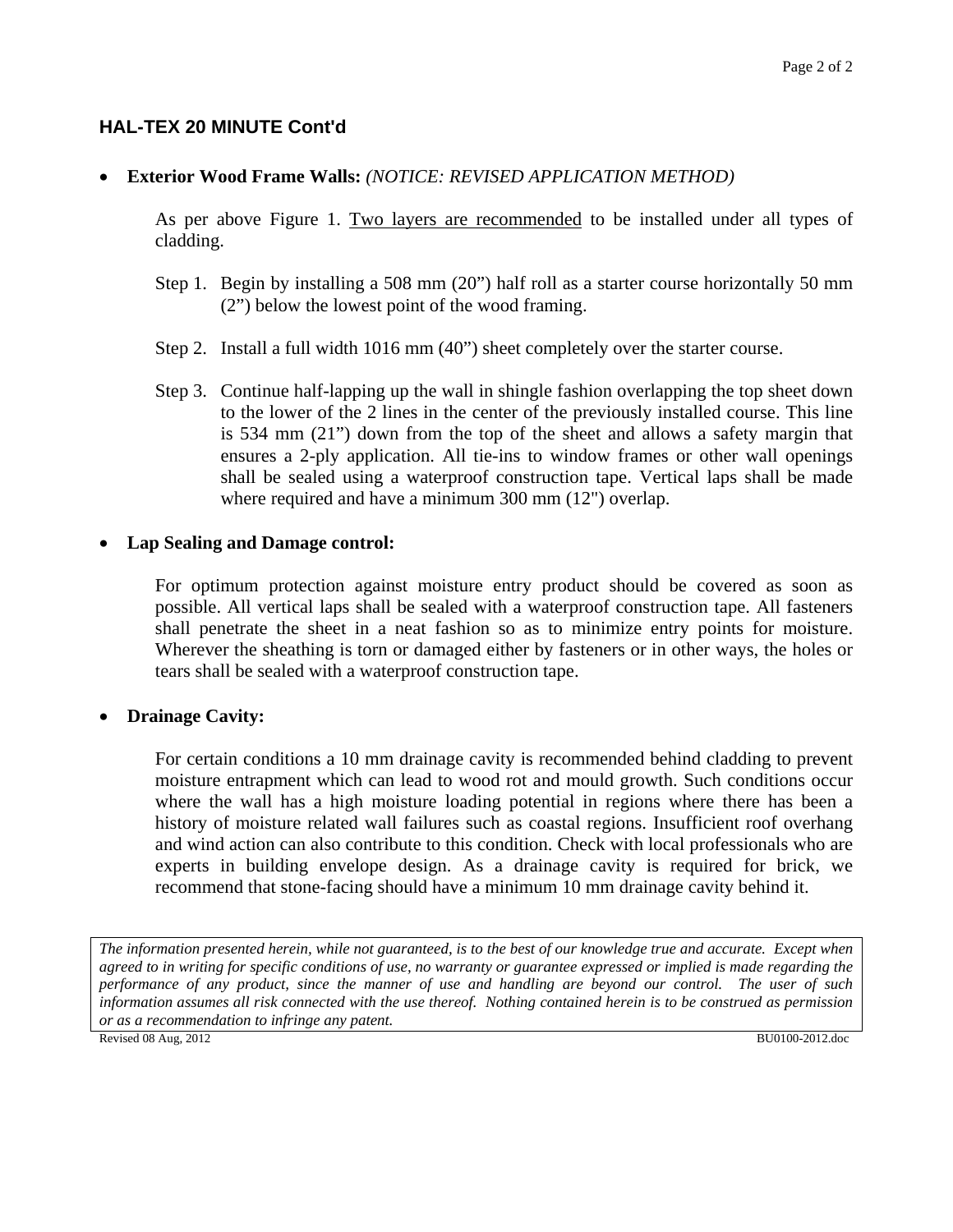## HAL-TEX 20 MINUTE Cont'd

- **Exterior Wood Frame Walls:** *(NOTICE: REVISED APPLICATION METHOD)*

  As per above Figure 1. <u>Two layers are recommended</u> to be installed under all types of cladding.

  Step 1. Begin by installing a 508 mm (20”) half roll as a starter course horizontally 50 mm (2”) below the lowest point of the wood framing.

  Step 2. Install a full width 1016 mm (40”) sheet completely over the starter course.

  Step 3. Continue half-lapping up the wall in shingle fashion overlapping the top sheet down to the lower of the 2 lines in the center of the previously installed course. This line is 534 mm (21”) down from the top of the sheet and allows a safety margin that ensures a 2-ply application. All tie-ins to window frames or other wall openings shall be sealed using a waterproof construction tape. Vertical laps shall be made where required and have a minimum 300 mm (12") overlap.

- **Lap Sealing and Damage control:**

  For optimum protection against moisture entry product should be covered as soon as possible. All vertical laps shall be sealed with a waterproof construction tape. All fasteners shall penetrate the sheet in a neat fashion so as to minimize entry points for moisture. Wherever the sheathing is torn or damaged either by fasteners or in other ways, the holes or tears shall be sealed with a waterproof construction tape.

- **Drainage Cavity:**

  For certain conditions a 10 mm drainage cavity is recommended behind cladding to prevent moisture entrapment which can lead to wood rot and mould growth. Such conditions occur where the wall has a high moisture loading potential in regions where there has been a history of moisture related wall failures such as coastal regions. Insufficient roof overhang and wind action can also contribute to this condition. Check with local professionals who are experts in building envelope design. As a drainage cavity is required for brick, we recommend that stone-facing should have a minimum 10 mm drainage cavity behind it.

*The information presented herein, while not guaranteed, is to the best of our knowledge true and accurate. Except when agreed to in writing for specific conditions of use, no warranty or guarantee expressed or implied is made regarding the performance of any product, since the manner of use and handling are beyond our control. The user of such information assumes all risk connected with the use thereof. Nothing contained herein is to be construed as permission or as a recommendation to infringe any patent.*

Revised 08 Aug, 2012 BU0100-2012.doc